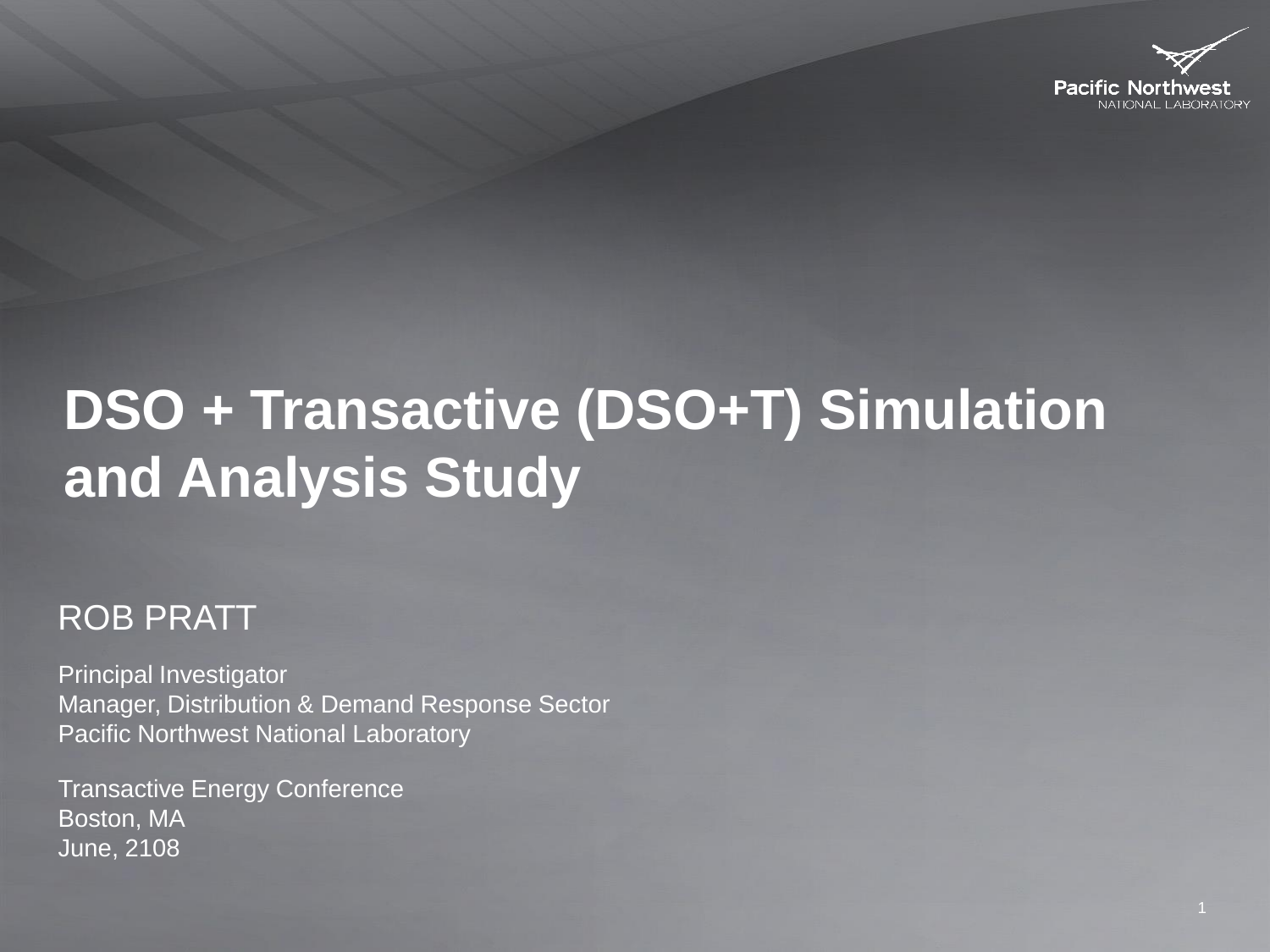Pacific Northwest
NATIONAL LABORATORY

# DSO + Transactive (DSO+T) Simulation and Analysis Study

ROB PRATT

Principal Investigator
Manager, Distribution & Demand Response Sector
Pacific Northwest National Laboratory

Transactive Energy Conference
Boston, MA
June, 2108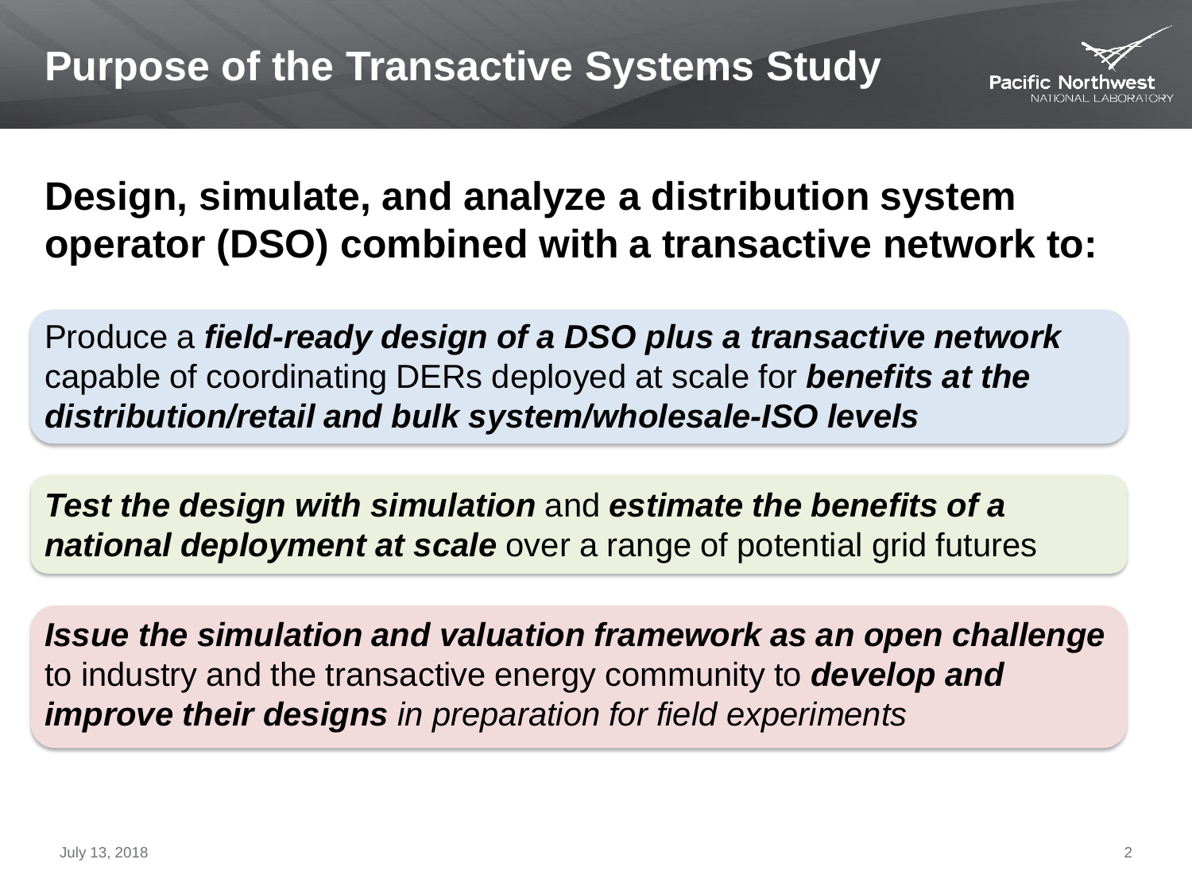# Purpose of the Transactive Systems Study

**Design, simulate, and analyze a distribution system operator (DSO) combined with a transactive network to:**

Produce a ***field-ready design of a DSO plus a transactive network*** capable of coordinating DERs deployed at scale for ***benefits at the distribution/retail and bulk system/wholesale-ISO levels***

***Test the design with simulation*** and ***estimate the benefits of a national deployment at scale*** over a range of potential grid futures

***Issue the simulation and valuation framework as an open challenge*** to industry and the transactive energy community to ***develop and improve their designs*** *in preparation for field experiments*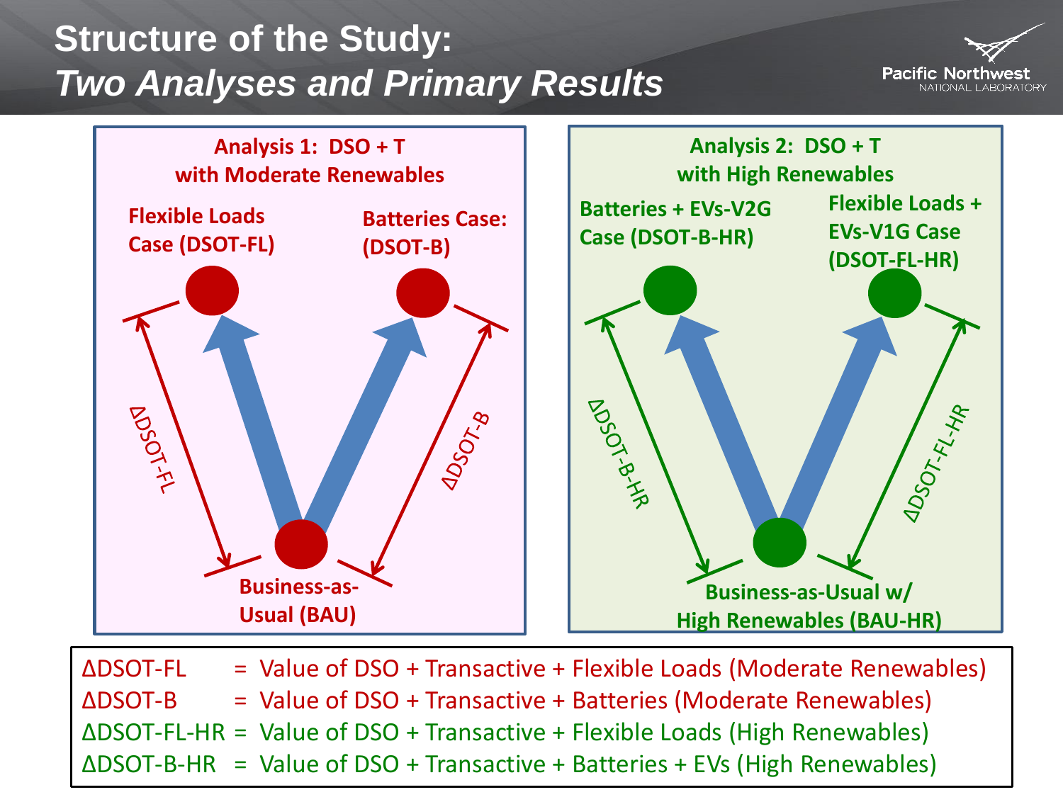# Structure of the Study: *Two Analyses and Primary Results*

## Analysis 1: DSO + T with Moderate Renewables

- Flexible Loads Case (DSOT-FL)
- Batteries Case: (DSOT-B)
- Business-as-Usual (BAU)

ΔDSOT-FL

ΔDSOT-B

## Analysis 2: DSO + T with High Renewables

- Batteries + EVs-V2G Case (DSOT-B-HR)
- Flexible Loads + EVs-V1G Case (DSOT-FL-HR)
- Business-as-Usual w/ High Renewables (BAU-HR)

ΔDSOT-B-HR

ΔDSOT-FL-HR

ΔDSOT-FL = Value of DSO + Transactive + Flexible Loads (Moderate Renewables)
ΔDSOT-B = Value of DSO + Transactive + Batteries (Moderate Renewables)
ΔDSOT-FL-HR = Value of DSO + Transactive + Flexible Loads (High Renewables)
ΔDSOT-B-HR = Value of DSO + Transactive + Batteries + EVs (High Renewables)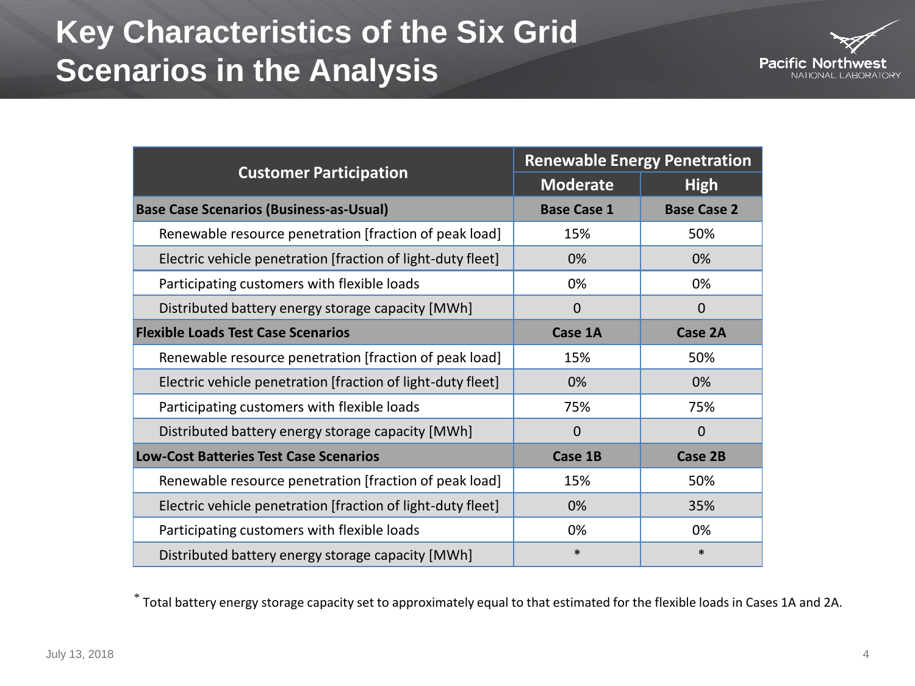# Key Characteristics of the Six Grid Scenarios in the Analysis

| Customer Participation | Renewable Energy Penetration | |
|---|---|---|
| | Moderate | High |
| **Base Case Scenarios (Business-as-Usual)** | **Base Case 1** | **Base Case 2** |
| Renewable resource penetration [fraction of peak load] | 15% | 50% |
| Electric vehicle penetration [fraction of light-duty fleet] | 0% | 0% |
| Participating customers with flexible loads | 0% | 0% |
| Distributed battery energy storage capacity [MWh] | 0 | 0 |
| **Flexible Loads Test Case Scenarios** | **Case 1A** | **Case 2A** |
| Renewable resource penetration [fraction of peak load] | 15% | 50% |
| Electric vehicle penetration [fraction of light-duty fleet] | 0% | 0% |
| Participating customers with flexible loads | 75% | 75% |
| Distributed battery energy storage capacity [MWh] | 0 | 0 |
| **Low-Cost Batteries Test Case Scenarios** | **Case 1B** | **Case 2B** |
| Renewable resource penetration [fraction of peak load] | 15% | 50% |
| Electric vehicle penetration [fraction of light-duty fleet] | 0% | 35% |
| Participating customers with flexible loads | 0% | 0% |
| Distributed battery energy storage capacity [MWh] | * | * |

* Total battery energy storage capacity set to approximately equal to that estimated for the flexible loads in Cases 1A and 2A.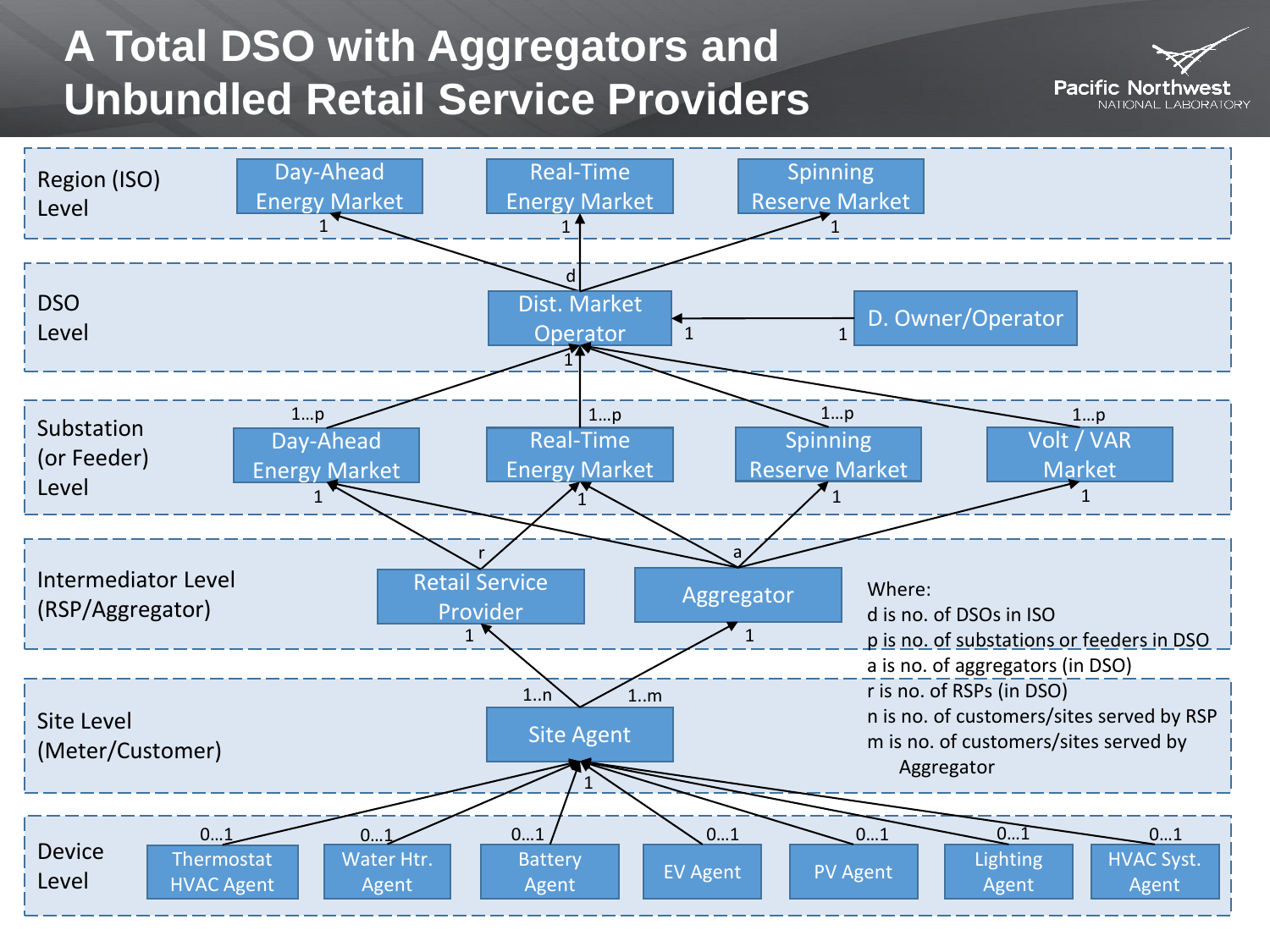# A Total DSO with Aggregators and Unbundled Retail Service Providers

**Region (ISO) Level**
- Day-Ahead Energy Market (1)
- Real-Time Energy Market (1)
- Spinning Reserve Market (1)

**DSO Level**
- Dist. Market Operator (d → ISO markets; 1)
- D. Owner/Operator (1 → 1 Dist. Market Operator)

**Substation (or Feeder) Level**
- Day-Ahead Energy Market (1…p → Dist. Market Operator; 1)
- Real-Time Energy Market (1…p; 1)
- Spinning Reserve Market (1…p; 1)
- Volt / VAR Market (1…p; 1)

**Intermediator Level (RSP/Aggregator)**
- Retail Service Provider (r; 1)
- Aggregator (a; 1)

**Site Level (Meter/Customer)**
- Site Agent (1..n → Retail Service Provider; 1..m → Aggregator; 1)

**Device Level**
- Thermostat HVAC Agent (0…1)
- Water Htr. Agent (0…1)
- Battery Agent (0…1)
- EV Agent (0…1)
- PV Agent (0…1)
- Lighting Agent (0…1)
- HVAC Syst. Agent (0…1)

Where:
- d is no. of DSOs in ISO
- p is no. of substations or feeders in DSO
- a is no. of aggregators (in DSO)
- r is no. of RSPs (in DSO)
- n is no. of customers/sites served by RSP
- m is no. of customers/sites served by Aggregator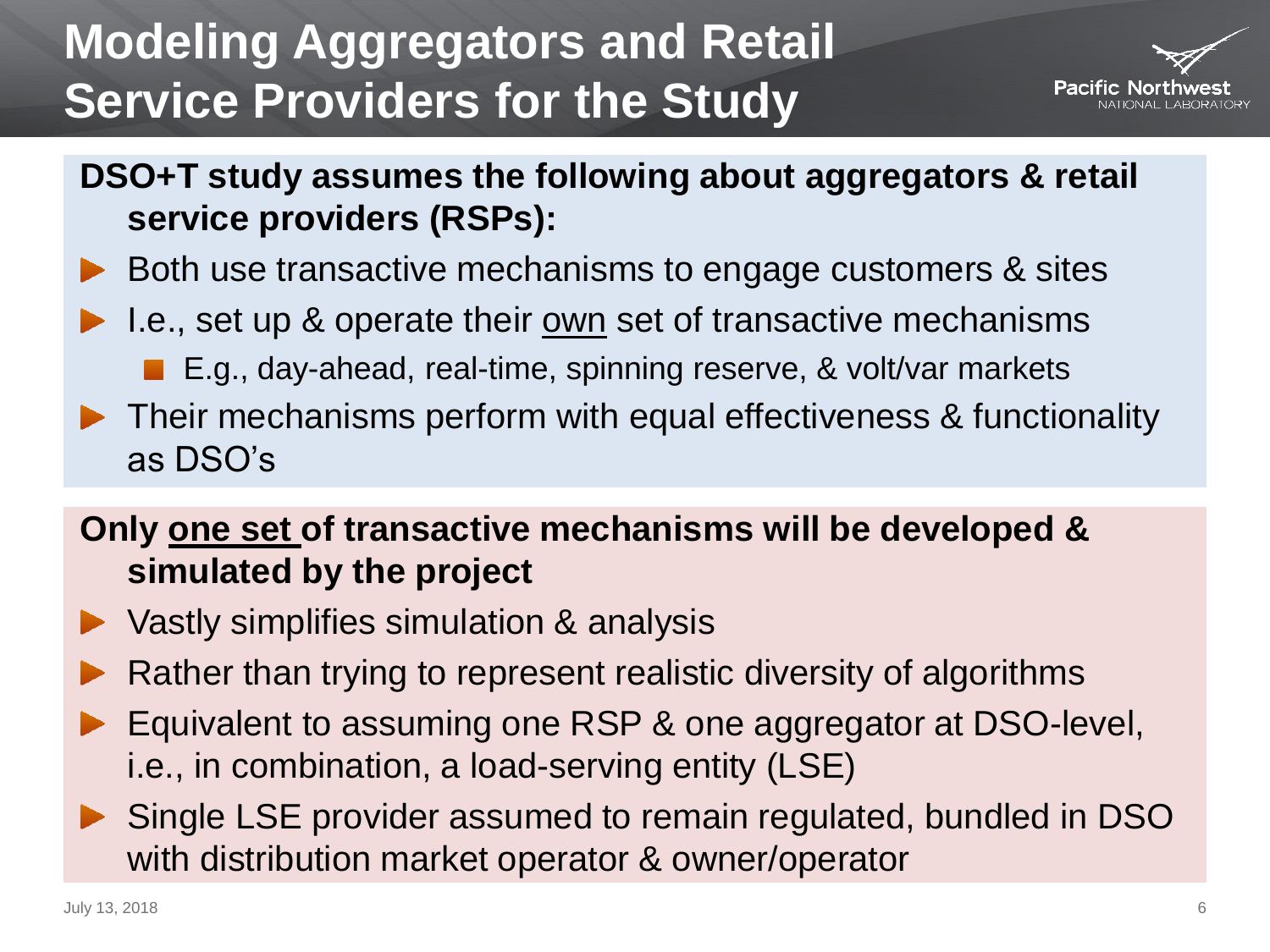# Modeling Aggregators and Retail Service Providers for the Study

**DSO+T study assumes the following about aggregators & retail service providers (RSPs):**

- Both use transactive mechanisms to engage customers & sites
- I.e., set up & operate their <u>own</u> set of transactive mechanisms
  - E.g., day-ahead, real-time, spinning reserve, & volt/var markets
- Their mechanisms perform with equal effectiveness & functionality as DSO's

**Only <u>one set</u> of transactive mechanisms will be developed & simulated by the project**

- Vastly simplifies simulation & analysis
- Rather than trying to represent realistic diversity of algorithms
- Equivalent to assuming one RSP & one aggregator at DSO-level, i.e., in combination, a load-serving entity (LSE)
- Single LSE provider assumed to remain regulated, bundled in DSO with distribution market operator & owner/operator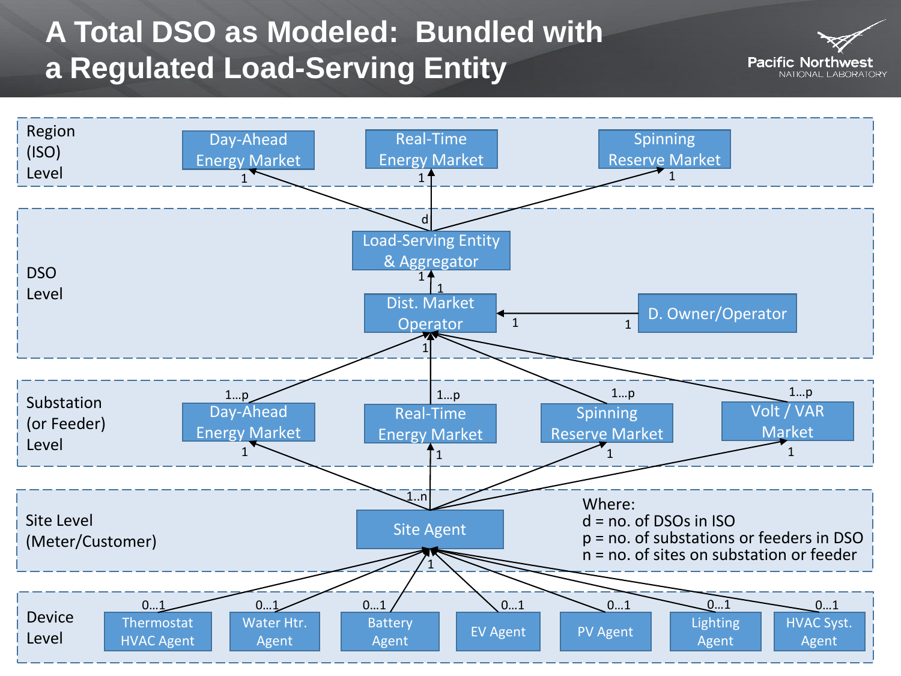# A Total DSO as Modeled: Bundled with a Regulated Load-Serving Entity

Pacific Northwest
NATIONAL LABORATORY

Region (ISO) Level

Day-Ahead Energy Market
Real-Time Energy Market
Spinning Reserve Market

1
1
1
d

DSO Level

Load-Serving Entity & Aggregator
1
1
Dist. Market Operator
1
1
D. Owner/Operator
1

Substation (or Feeder) Level

1…p
1…p
1…p
1…p
Day-Ahead Energy Market
Real-Time Energy Market
Spinning Reserve Market
Volt / VAR Market
1
1
1
1

Site Level (Meter/Customer)

1..n
Site Agent
1

Where:
d = no. of DSOs in ISO
p = no. of substations or feeders in DSO
n = no. of sites on substation or feeder

Device Level

0…1
0…1
0…1
0…1
0…1
0…1
0…1
Thermostat HVAC Agent
Water Htr. Agent
Battery Agent
EV Agent
PV Agent
Lighting Agent
HVAC Syst. Agent